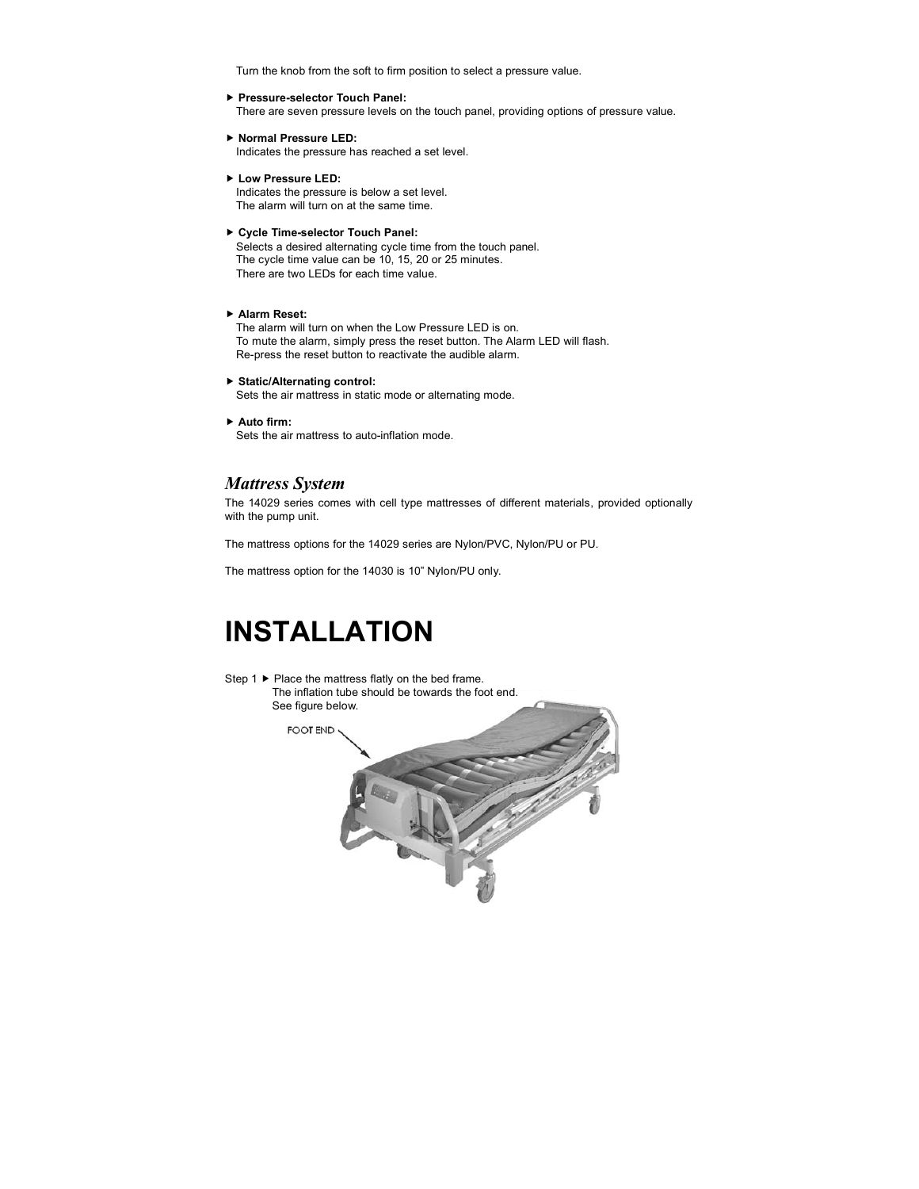Turn the knob from the soft to firm position to select a pressure value.

▶ **Pressure-selector Touch Panel:**
There are seven pressure levels on the touch panel, providing options of pressure value.

▶ **Normal Pressure LED:**
Indicates the pressure has reached a set level.

▶ **Low Pressure LED:**
Indicates the pressure is below a set level.
The alarm will turn on at the same time.

▶ **Cycle Time-selector Touch Panel:**
Selects a desired alternating cycle time from the touch panel.
The cycle time value can be 10, 15, 20 or 25 minutes.
There are two LEDs for each time value.

▶ **Alarm Reset:**
The alarm will turn on when the Low Pressure LED is on.
To mute the alarm, simply press the reset button. The Alarm LED will flash.
Re-press the reset button to reactivate the audible alarm.

▶ **Static/Alternating control:**
Sets the air mattress in static mode or alternating mode.

▶ **Auto firm:**
Sets the air mattress to auto-inflation mode.

## *Mattress System*

The 14029 series comes with cell type mattresses of different materials, provided optionally with the pump unit.

The mattress options for the 14029 series are Nylon/PVC, Nylon/PU or PU.

The mattress option for the 14030 is 10" Nylon/PU only.

# INSTALLATION

Step 1 ▶ Place the mattress flatly on the bed frame.
The inflation tube should be towards the foot end.
See figure below.

FOOT END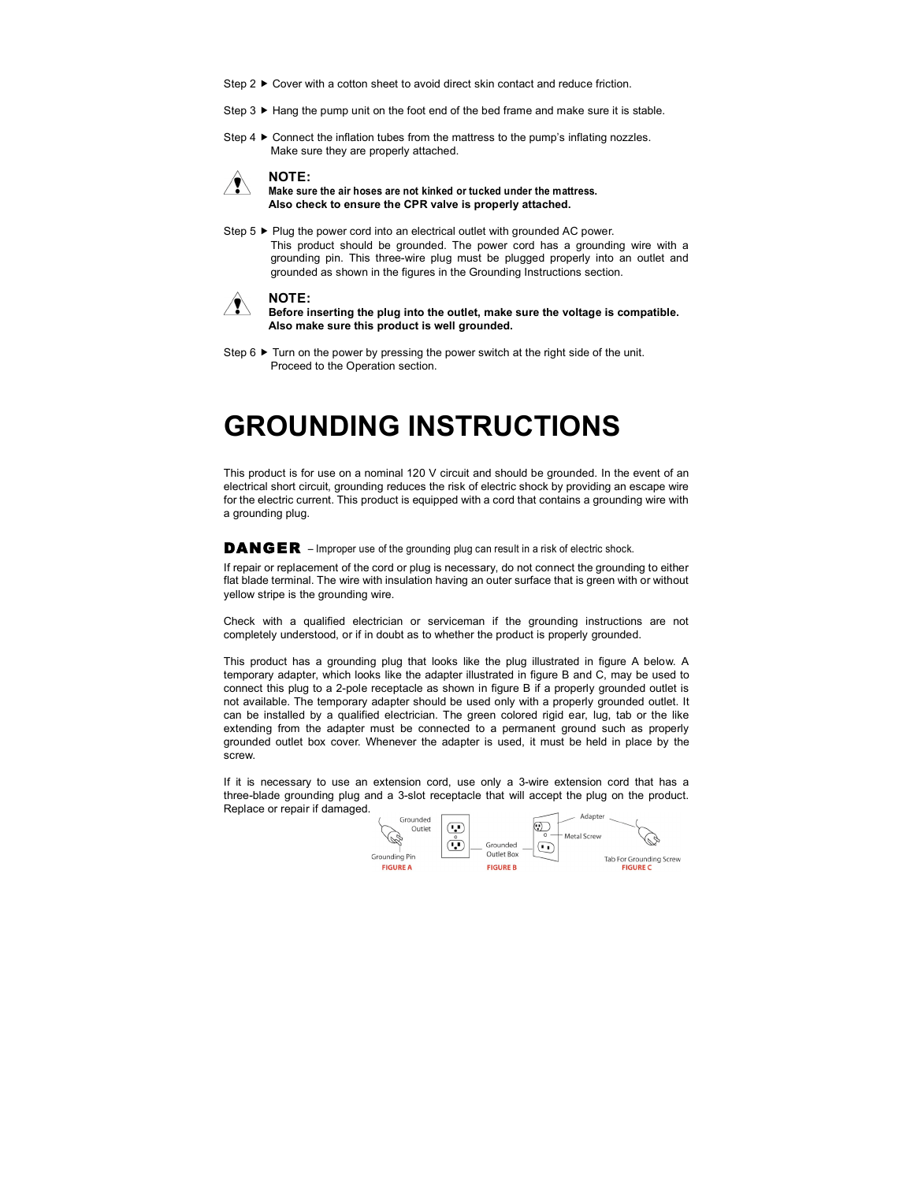Step 2 ▶ Cover with a cotton sheet to avoid direct skin contact and reduce friction.

Step 3 ▶ Hang the pump unit on the foot end of the bed frame and make sure it is stable.

Step 4 ▶ Connect the inflation tubes from the mattress to the pump's inflating nozzles. Make sure they are properly attached.

> **NOTE:**
> **Make sure the air hoses are not kinked or tucked under the mattress.**
> **Also check to ensure the CPR valve is properly attached.**

Step 5 ▶ Plug the power cord into an electrical outlet with grounded AC power. This product should be grounded. The power cord has a grounding wire with a grounding pin. This three-wire plug must be plugged properly into an outlet and grounded as shown in the figures in the Grounding Instructions section.

> **NOTE:**
> **Before inserting the plug into the outlet, make sure the voltage is compatible.**
> **Also make sure this product is well grounded.**

Step 6 ▶ Turn on the power by pressing the power switch at the right side of the unit. Proceed to the Operation section.

# GROUNDING INSTRUCTIONS

This product is for use on a nominal 120 V circuit and should be grounded. In the event of an electrical short circuit, grounding reduces the risk of electric shock by providing an escape wire for the electric current. This product is equipped with a cord that contains a grounding wire with a grounding plug.

**DANGER** – Improper use of the grounding plug can result in a risk of electric shock.

If repair or replacement of the cord or plug is necessary, do not connect the grounding to either flat blade terminal. The wire with insulation having an outer surface that is green with or without yellow stripe is the grounding wire.

Check with a qualified electrician or serviceman if the grounding instructions are not completely understood, or if in doubt as to whether the product is properly grounded.

This product has a grounding plug that looks like the plug illustrated in figure A below. A temporary adapter, which looks like the adapter illustrated in figure B and C, may be used to connect this plug to a 2-pole receptacle as shown in figure B if a properly grounded outlet is not available. The temporary adapter should be used only with a properly grounded outlet. It can be installed by a qualified electrician. The green colored rigid ear, lug, tab or the like extending from the adapter must be connected to a permanent ground such as properly grounded outlet box cover. Whenever the adapter is used, it must be held in place by the screw.

If it is necessary to use an extension cord, use only a 3-wire extension cord that has a three-blade grounding plug and a 3-slot receptacle that will accept the plug on the product. Replace or repair if damaged.

Grounded Outlet, Grounding Pin — FIGURE A

Grounded Outlet Box — FIGURE B

Adapter, Metal Screw, Tab For Grounding Screw — FIGURE C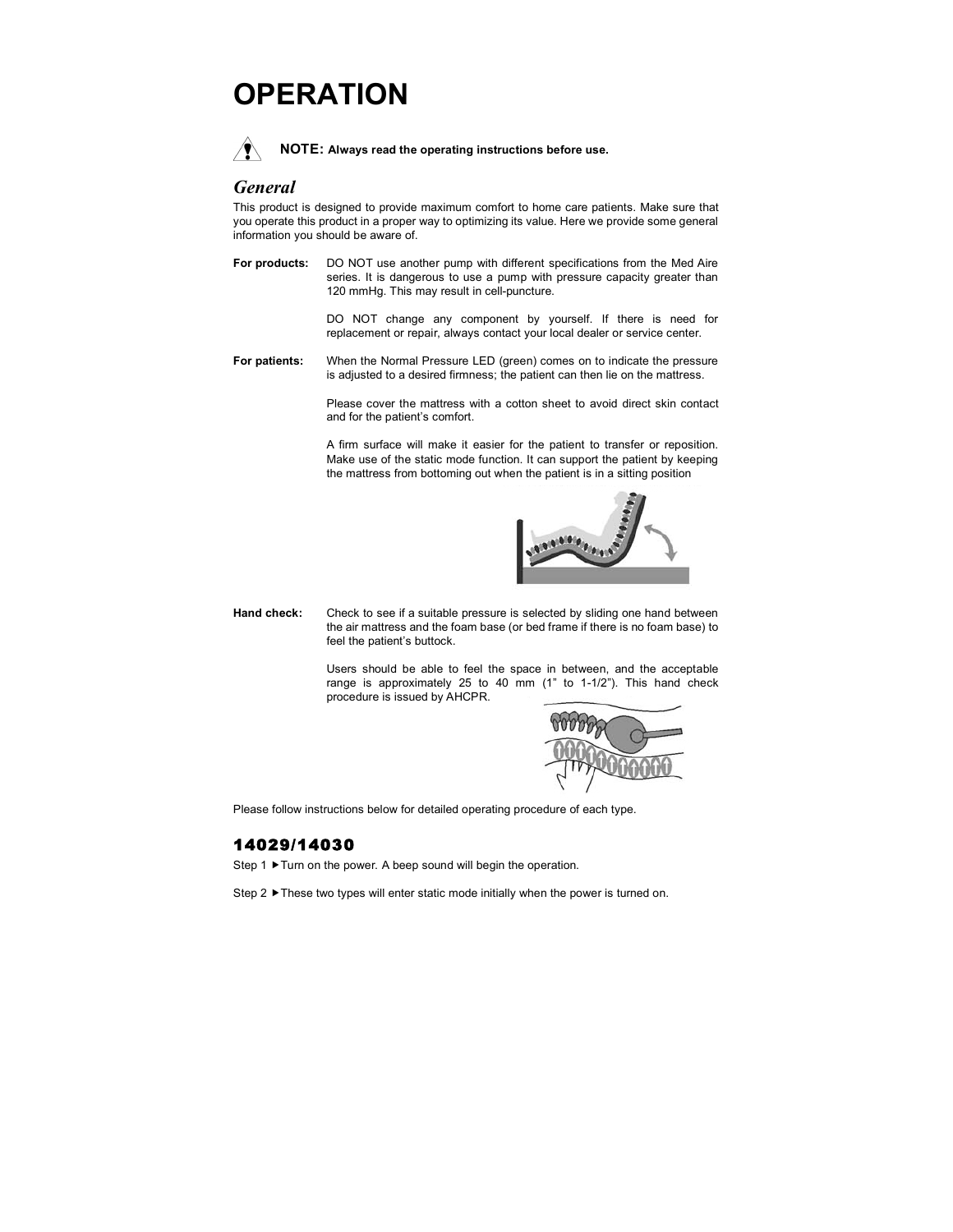# OPERATION

**NOTE: Always read the operating instructions before use.**

## *General*

This product is designed to provide maximum comfort to home care patients. Make sure that you operate this product in a proper way to optimizing its value. Here we provide some general information you should be aware of.

**For products:** DO NOT use another pump with different specifications from the Med Aire series. It is dangerous to use a pump with pressure capacity greater than 120 mmHg. This may result in cell-puncture.

DO NOT change any component by yourself. If there is need for replacement or repair, always contact your local dealer or service center.

**For patients:** When the Normal Pressure LED (green) comes on to indicate the pressure is adjusted to a desired firmness; the patient can then lie on the mattress.

Please cover the mattress with a cotton sheet to avoid direct skin contact and for the patient's comfort.

A firm surface will make it easier for the patient to transfer or reposition. Make use of the static mode function. It can support the patient by keeping the mattress from bottoming out when the patient is in a sitting position

**Hand check:** Check to see if a suitable pressure is selected by sliding one hand between the air mattress and the foam base (or bed frame if there is no foam base) to feel the patient's buttock.

Users should be able to feel the space in between, and the acceptable range is approximately 25 to 40 mm (1" to 1-1/2"). This hand check procedure is issued by AHCPR.

Please follow instructions below for detailed operating procedure of each type.

### 14029/14030

Step 1 ▶ Turn on the power. A beep sound will begin the operation.

Step 2 ▶ These two types will enter static mode initially when the power is turned on.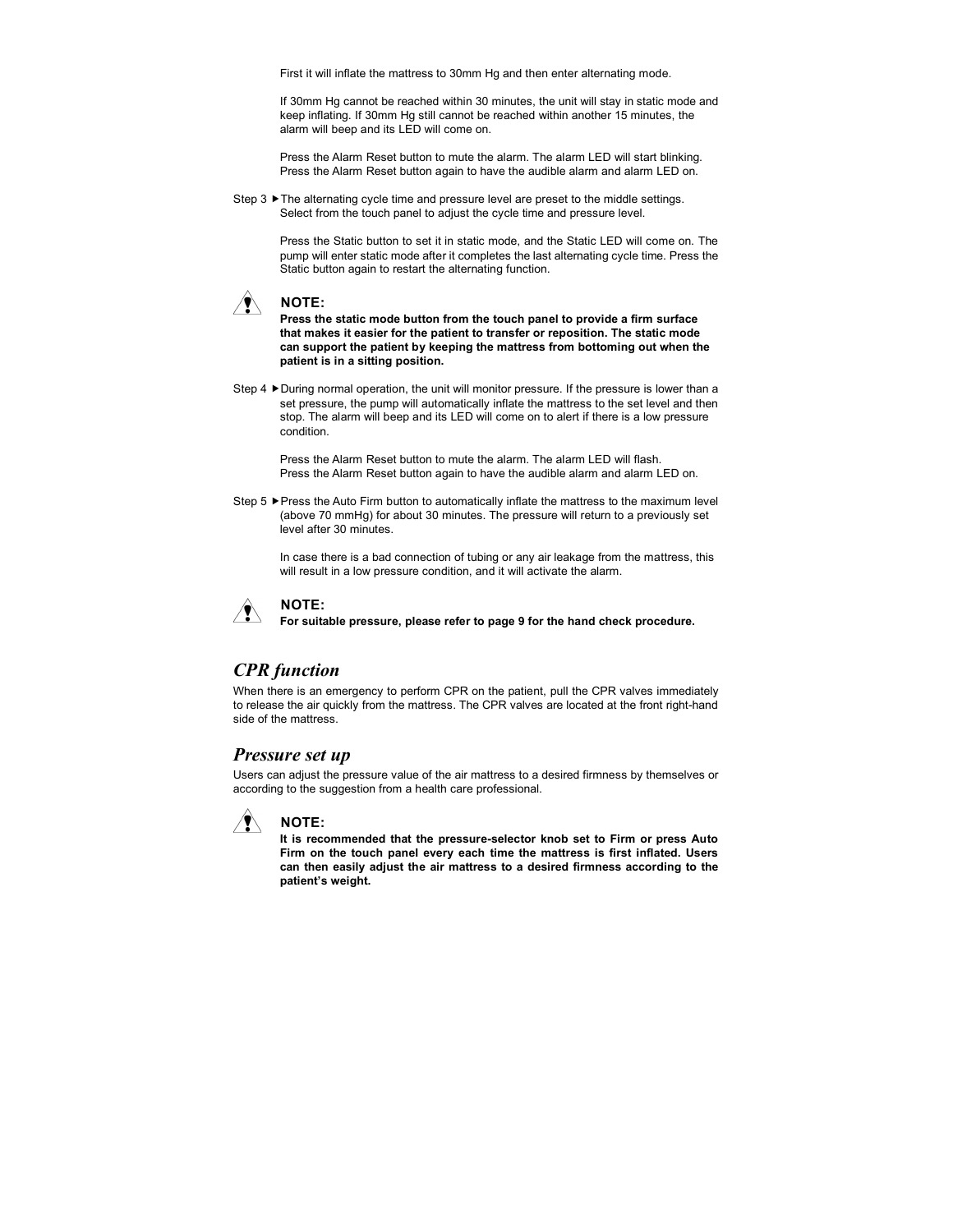First it will inflate the mattress to 30mm Hg and then enter alternating mode.

If 30mm Hg cannot be reached within 30 minutes, the unit will stay in static mode and keep inflating. If 30mm Hg still cannot be reached within another 15 minutes, the alarm will beep and its LED will come on.

Press the Alarm Reset button to mute the alarm. The alarm LED will start blinking. Press the Alarm Reset button again to have the audible alarm and alarm LED on.

Step 3 ▶The alternating cycle time and pressure level are preset to the middle settings. Select from the touch panel to adjust the cycle time and pressure level.

Press the Static button to set it in static mode, and the Static LED will come on. The pump will enter static mode after it completes the last alternating cycle time. Press the Static button again to restart the alternating function.

**NOTE:**
**Press the static mode button from the touch panel to provide a firm surface that makes it easier for the patient to transfer or reposition. The static mode can support the patient by keeping the mattress from bottoming out when the patient is in a sitting position.**

Step 4 ▶During normal operation, the unit will monitor pressure. If the pressure is lower than a set pressure, the pump will automatically inflate the mattress to the set level and then stop. The alarm will beep and its LED will come on to alert if there is a low pressure condition.

Press the Alarm Reset button to mute the alarm. The alarm LED will flash.
Press the Alarm Reset button again to have the audible alarm and alarm LED on.

Step 5 ▶Press the Auto Firm button to automatically inflate the mattress to the maximum level (above 70 mmHg) for about 30 minutes. The pressure will return to a previously set level after 30 minutes.

In case there is a bad connection of tubing or any air leakage from the mattress, this will result in a low pressure condition, and it will activate the alarm.

**NOTE:**
**For suitable pressure, please refer to page 9 for the hand check procedure.**

## *CPR function*

When there is an emergency to perform CPR on the patient, pull the CPR valves immediately to release the air quickly from the mattress. The CPR valves are located at the front right-hand side of the mattress.

## *Pressure set up*

Users can adjust the pressure value of the air mattress to a desired firmness by themselves or according to the suggestion from a health care professional.

**NOTE:**
**It is recommended that the pressure-selector knob set to Firm or press Auto Firm on the touch panel every each time the mattress is first inflated. Users can then easily adjust the air mattress to a desired firmness according to the patient's weight.**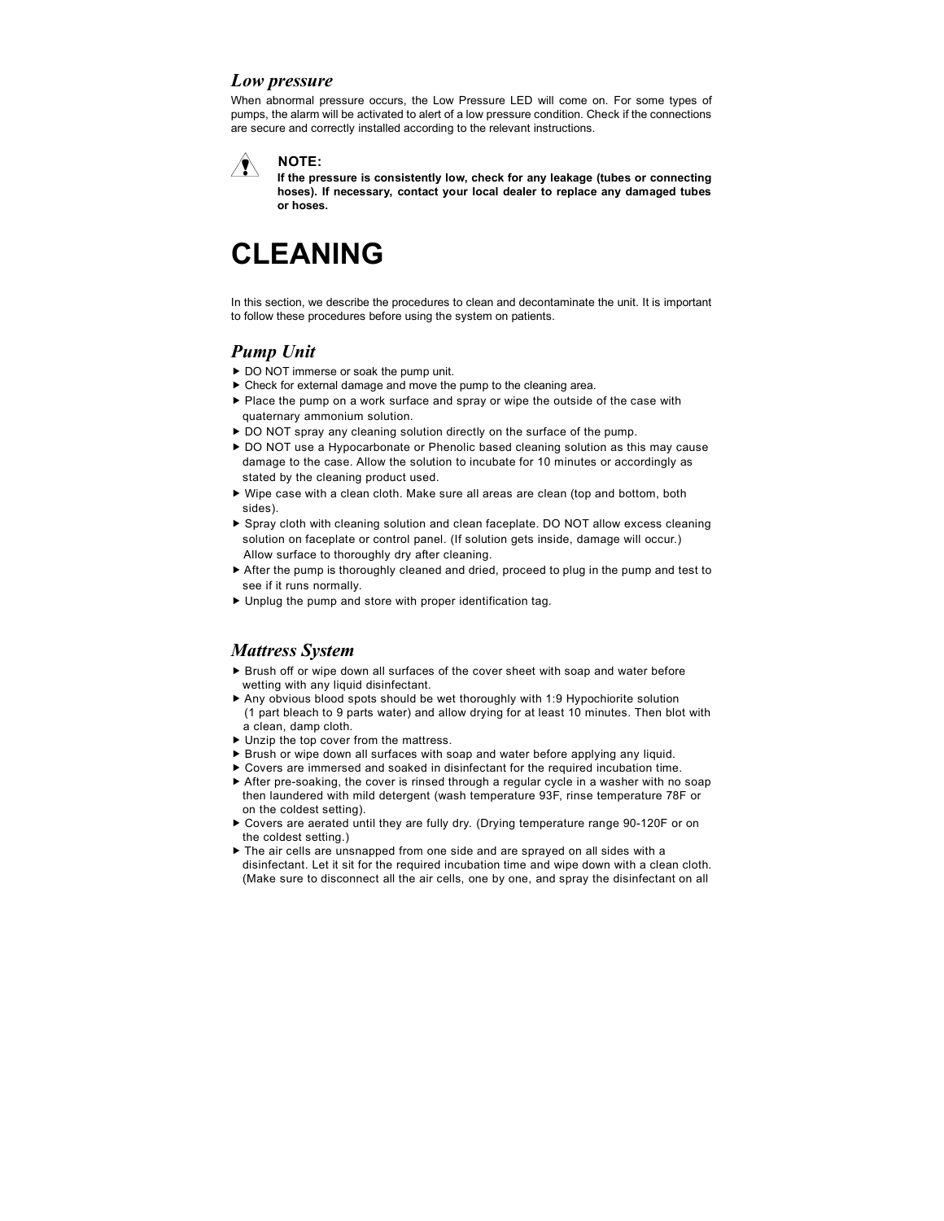### *Low pressure*

When abnormal pressure occurs, the Low Pressure LED will come on. For some types of pumps, the alarm will be activated to alert of a low pressure condition. Check if the connections are secure and correctly installed according to the relevant instructions.

**NOTE:**
**If the pressure is consistently low, check for any leakage (tubes or connecting hoses). If necessary, contact your local dealer to replace any damaged tubes or hoses.**

# CLEANING

In this section, we describe the procedures to clean and decontaminate the unit. It is important to follow these procedures before using the system on patients.

### *Pump Unit*

- ▶ DO NOT immerse or soak the pump unit.
- ▶ Check for external damage and move the pump to the cleaning area.
- ▶ Place the pump on a work surface and spray or wipe the outside of the case with quaternary ammonium solution.
- ▶ DO NOT spray any cleaning solution directly on the surface of the pump.
- ▶ DO NOT use a Hypocarbonate or Phenolic based cleaning solution as this may cause damage to the case. Allow the solution to incubate for 10 minutes or accordingly as stated by the cleaning product used.
- ▶ Wipe case with a clean cloth. Make sure all areas are clean (top and bottom, both sides).
- ▶ Spray cloth with cleaning solution and clean faceplate. DO NOT allow excess cleaning solution on faceplate or control panel. (If solution gets inside, damage will occur.) Allow surface to thoroughly dry after cleaning.
- ▶ After the pump is thoroughly cleaned and dried, proceed to plug in the pump and test to see if it runs normally.
- ▶ Unplug the pump and store with proper identification tag.

### *Mattress System*

- ▶ Brush off or wipe down all surfaces of the cover sheet with soap and water before wetting with any liquid disinfectant.
- ▶ Any obvious blood spots should be wet thoroughly with 1:9 Hypochiorite solution (1 part bleach to 9 parts water) and allow drying for at least 10 minutes. Then blot with a clean, damp cloth.
- ▶ Unzip the top cover from the mattress.
- ▶ Brush or wipe down all surfaces with soap and water before applying any liquid.
- ▶ Covers are immersed and soaked in disinfectant for the required incubation time.
- ▶ After pre-soaking, the cover is rinsed through a regular cycle in a washer with no soap then laundered with mild detergent (wash temperature 93F, rinse temperature 78F or on the coldest setting).
- ▶ Covers are aerated until they are fully dry. (Drying temperature range 90-120F or on the coldest setting.)
- ▶ The air cells are unsnapped from one side and are sprayed on all sides with a disinfectant. Let it sit for the required incubation time and wipe down with a clean cloth. (Make sure to disconnect all the air cells, one by one, and spray the disinfectant on all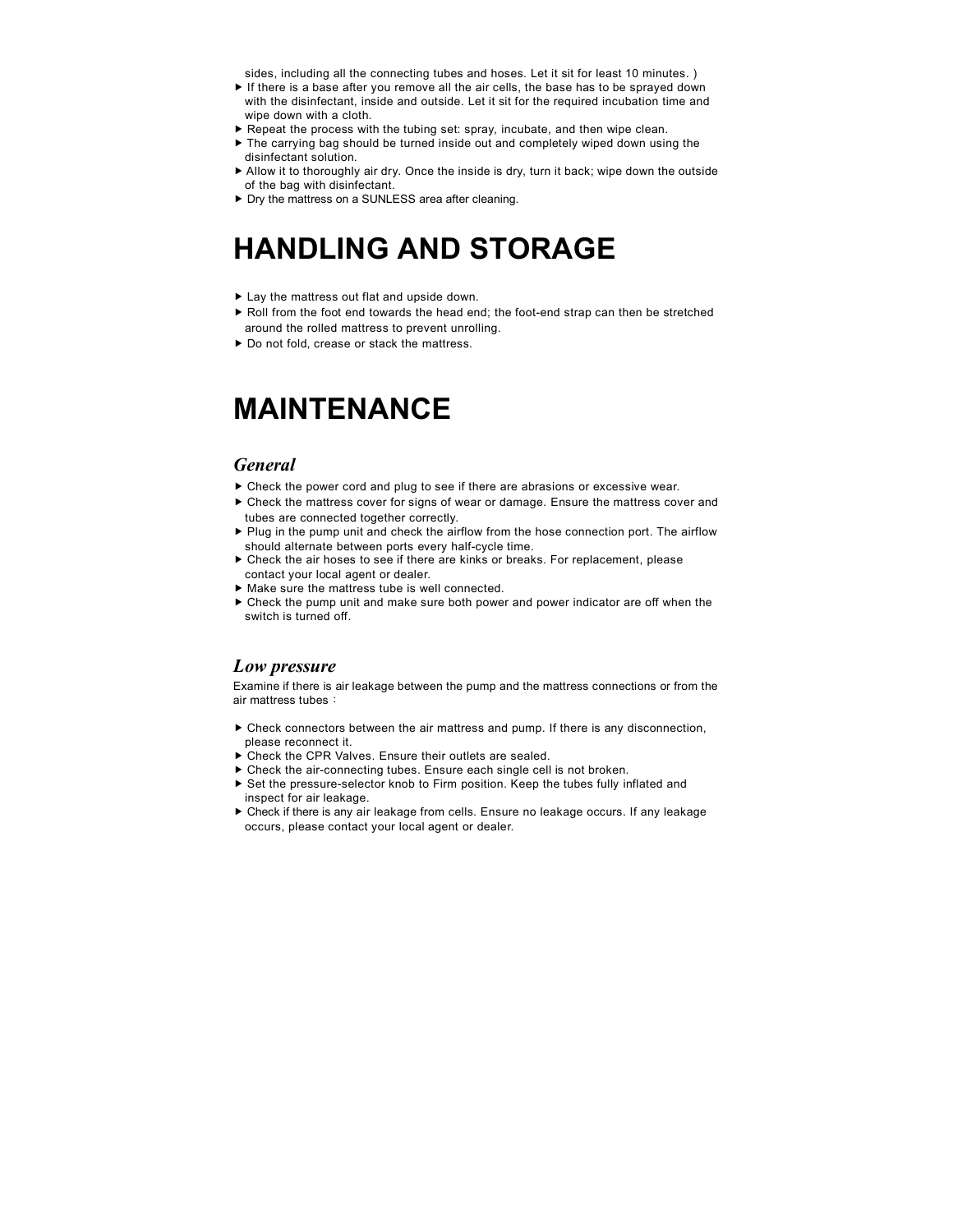sides, including all the connecting tubes and hoses. Let it sit for least 10 minutes. )

- If there is a base after you remove all the air cells, the base has to be sprayed down with the disinfectant, inside and outside. Let it sit for the required incubation time and wipe down with a cloth.
- Repeat the process with the tubing set: spray, incubate, and then wipe clean.
- The carrying bag should be turned inside out and completely wiped down using the disinfectant solution.
- Allow it to thoroughly air dry. Once the inside is dry, turn it back; wipe down the outside of the bag with disinfectant.
- Dry the mattress on a SUNLESS area after cleaning.

# HANDLING AND STORAGE

- Lay the mattress out flat and upside down.
- Roll from the foot end towards the head end; the foot-end strap can then be stretched around the rolled mattress to prevent unrolling.
- Do not fold, crease or stack the mattress.

# MAINTENANCE

## *General*

- Check the power cord and plug to see if there are abrasions or excessive wear.
- Check the mattress cover for signs of wear or damage. Ensure the mattress cover and tubes are connected together correctly.
- Plug in the pump unit and check the airflow from the hose connection port. The airflow should alternate between ports every half-cycle time.
- Check the air hoses to see if there are kinks or breaks. For replacement, please contact your local agent or dealer.
- Make sure the mattress tube is well connected.
- Check the pump unit and make sure both power and power indicator are off when the switch is turned off.

## *Low pressure*

Examine if there is air leakage between the pump and the mattress connections or from the air mattress tubes：

- Check connectors between the air mattress and pump. If there is any disconnection, please reconnect it.
- Check the CPR Valves. Ensure their outlets are sealed.
- Check the air-connecting tubes. Ensure each single cell is not broken.
- Set the pressure-selector knob to Firm position. Keep the tubes fully inflated and inspect for air leakage.
- Check if there is any air leakage from cells. Ensure no leakage occurs. If any leakage occurs, please contact your local agent or dealer.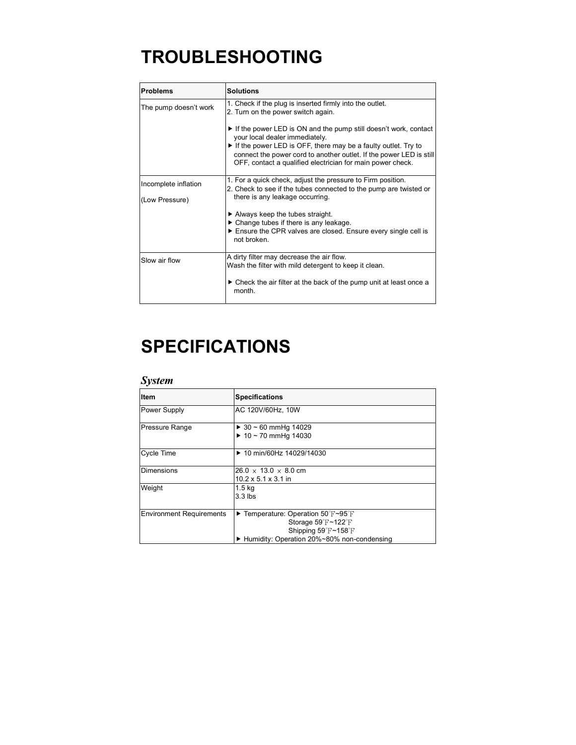# TROUBLESHOOTING

| Problems | Solutions |
| --- | --- |
| The pump doesn't work | 1. Check if the plug is inserted firmly into the outlet.<br>2. Turn on the power switch again.<br><br>▶ If the power LED is ON and the pump still doesn't work, contact your local dealer immediately.<br>▶ If the power LED is OFF, there may be a faulty outlet. Try to connect the power cord to another outlet. If the power LED is still OFF, contact a qualified electrician for main power check. |
| Incomplete inflation<br><br>(Low Pressure) | 1. For a quick check, adjust the pressure to Firm position.<br>2. Check to see if the tubes connected to the pump are twisted or there is any leakage occurring.<br><br>▶ Always keep the tubes straight.<br>▶ Change tubes if there is any leakage.<br>▶ Ensure the CPR valves are closed. Ensure every single cell is not broken. |
| Slow air flow | A dirty filter may decrease the air flow.<br>Wash the filter with mild detergent to keep it clean.<br><br>▶ Check the air filter at the back of the pump unit at least once a month. |

# SPECIFICATIONS

## *System*

| Item | Specifications |
| --- | --- |
| Power Supply | AC 120V/60Hz, 10W |
| Pressure Range | ▶ 30 ~ 60 mmHg 14029<br>▶ 10 ~ 70 mmHg 14030 |
| Cycle Time | ▶ 10 min/60Hz 14029/14030 |
| Dimensions | 26.0 × 13.0 × 8.0 cm<br>10.2 x 5.1 x 3.1 in |
| Weight | 1.5 kg<br>3.3 lbs |
| Environment Requirements | ▶ Temperature: Operation 50℉~95℉<br>Storage 59℉~122℉<br>Shipping 59℉~158℉<br>▶ Humidity: Operation 20%~80% non-condensing |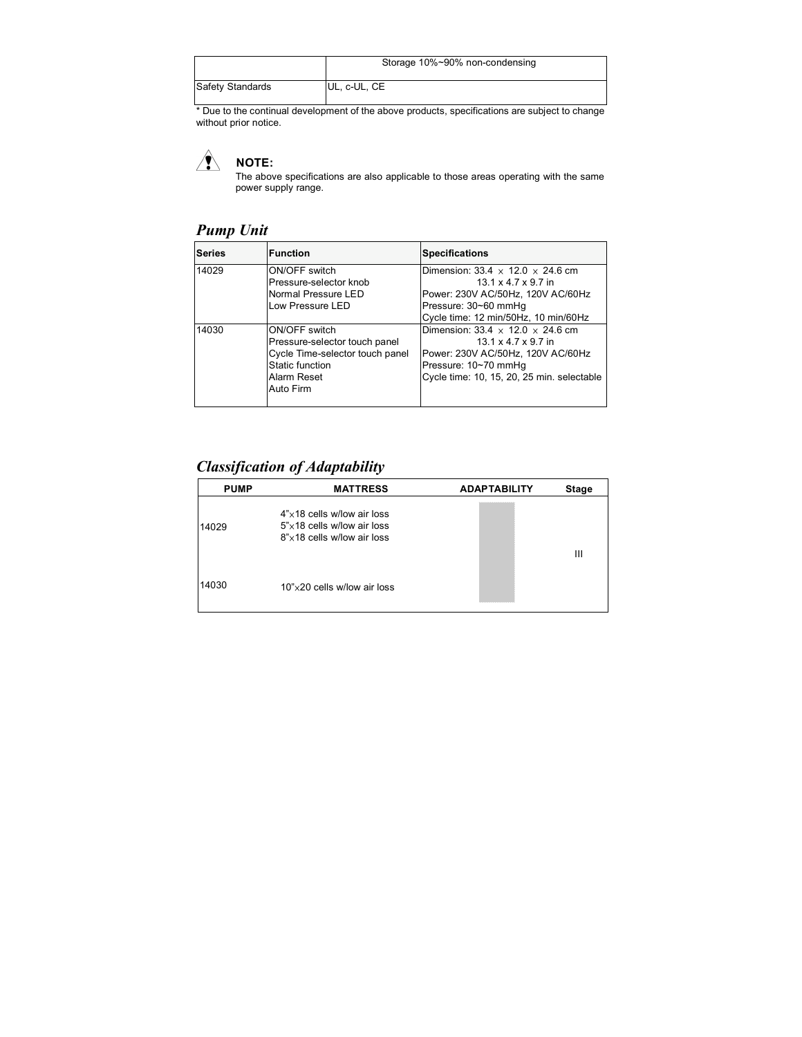| | |
|---|---|
| | Storage 10%~90% non-condensing |
| Safety Standards | UL, c-UL, CE |

* Due to the continual development of the above products, specifications are subject to change without prior notice.

**NOTE:**
The above specifications are also applicable to those areas operating with the same power supply range.

## *Pump Unit*

| Series | Function | Specifications |
|---|---|---|
| 14029 | ON/OFF switch<br>Pressure-selector knob<br>Normal Pressure LED<br>Low Pressure LED | Dimension: 33.4 × 12.0 × 24.6 cm<br>13.1 x 4.7 x 9.7 in<br>Power: 230V AC/50Hz, 120V AC/60Hz<br>Pressure: 30~60 mmHg<br>Cycle time: 12 min/50Hz, 10 min/60Hz |
| 14030 | ON/OFF switch<br>Pressure-selector touch panel<br>Cycle Time-selector touch panel<br>Static function<br>Alarm Reset<br>Auto Firm | Dimension: 33.4 × 12.0 × 24.6 cm<br>13.1 x 4.7 x 9.7 in<br>Power: 230V AC/50Hz, 120V AC/60Hz<br>Pressure: 10~70 mmHg<br>Cycle time: 10, 15, 20, 25 min. selectable |

## *Classification of Adaptability*

| PUMP | MATTRESS | ADAPTABILITY | Stage |
|---|---|---|---|
| 14029 | 4"×18 cells w/low air loss<br>5"×18 cells w/low air loss<br>8"×18 cells w/low air loss | | III |
| 14030 | 10"×20 cells w/low air loss | | |